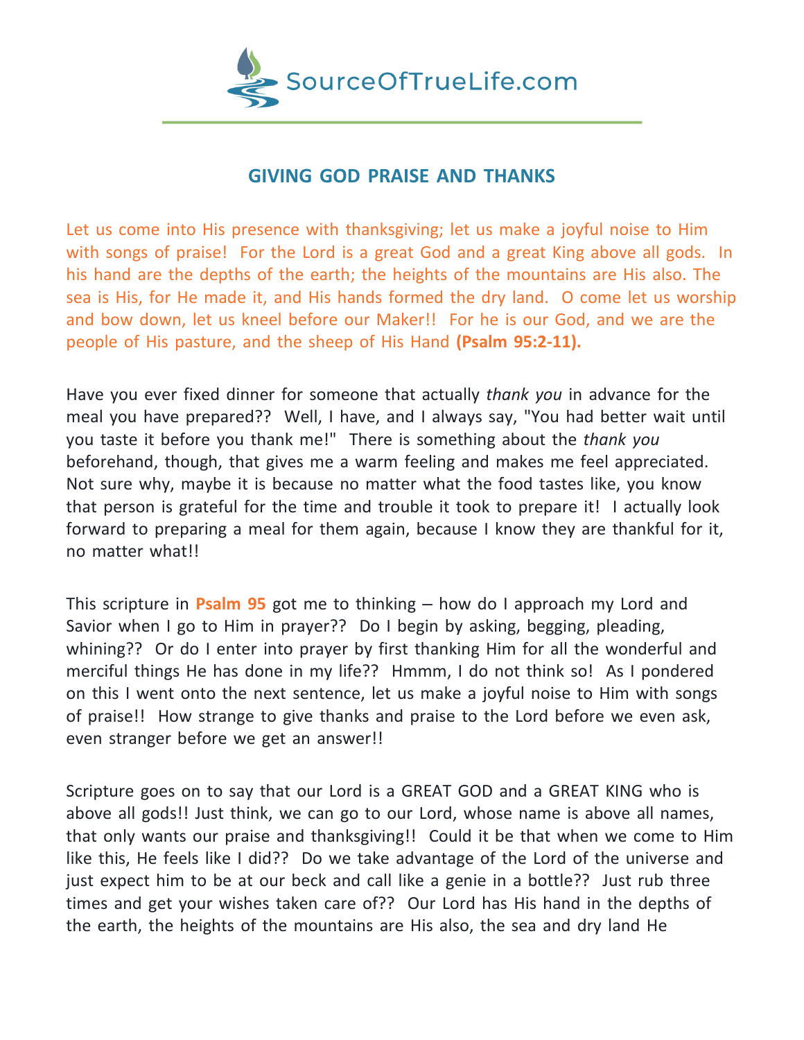SourceOfTrueLife.com

## GIVING GOD PRAISE AND THANKS

Let us come into His presence with thanksgiving; let us make a joyful noise to Him with songs of praise! For the Lord is a great God and a great King above all gods. In his hand are the depths of the earth; the heights of the mountains are His also. The sea is His, for He made it, and His hands formed the dry land. O come let us worship and bow down, let us kneel before our Maker!! For he is our God, and we are the people of His pasture, and the sheep of His Hand **(Psalm 95:2-11).**

Have you ever fixed dinner for someone that actually *thank you* in advance for the meal you have prepared?? Well, I have, and I always say, "You had better wait until you taste it before you thank me!" There is something about the *thank you* beforehand, though, that gives me a warm feeling and makes me feel appreciated. Not sure why, maybe it is because no matter what the food tastes like, you know that person is grateful for the time and trouble it took to prepare it! I actually look forward to preparing a meal for them again, because I know they are thankful for it, no matter what!!

This scripture in **Psalm 95** got me to thinking – how do I approach my Lord and Savior when I go to Him in prayer?? Do I begin by asking, begging, pleading, whining?? Or do I enter into prayer by first thanking Him for all the wonderful and merciful things He has done in my life?? Hmmm, I do not think so! As I pondered on this I went onto the next sentence, let us make a joyful noise to Him with songs of praise!! How strange to give thanks and praise to the Lord before we even ask, even stranger before we get an answer!!

Scripture goes on to say that our Lord is a GREAT GOD and a GREAT KING who is above all gods!! Just think, we can go to our Lord, whose name is above all names, that only wants our praise and thanksgiving!! Could it be that when we come to Him like this, He feels like I did?? Do we take advantage of the Lord of the universe and just expect him to be at our beck and call like a genie in a bottle?? Just rub three times and get your wishes taken care of?? Our Lord has His hand in the depths of the earth, the heights of the mountains are His also, the sea and dry land He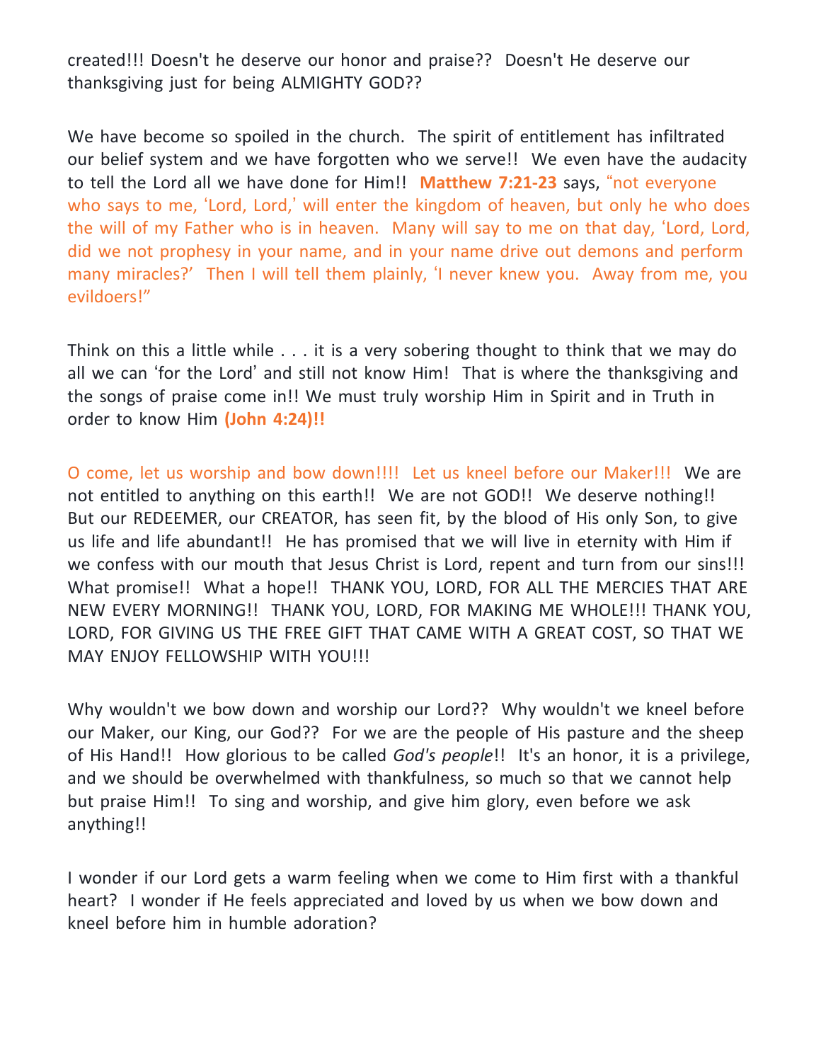created!!! Doesn't he deserve our honor and praise?? Doesn't He deserve our thanksgiving just for being ALMIGHTY GOD??

We have become so spoiled in the church. The spirit of entitlement has infiltrated our belief system and we have forgotten who we serve!! We even have the audacity to tell the Lord all we have done for Him!! **Matthew 7:21-23** says, "not everyone who says to me, 'Lord, Lord,' will enter the kingdom of heaven, but only he who does the will of my Father who is in heaven. Many will say to me on that day, 'Lord, Lord, did we not prophesy in your name, and in your name drive out demons and perform many miracles?' Then I will tell them plainly, 'I never knew you. Away from me, you evildoers!"

Think on this a little while . . . it is a very sobering thought to think that we may do all we can 'for the Lord' and still not know Him! That is where the thanksgiving and the songs of praise come in!! We must truly worship Him in Spirit and in Truth in order to know Him **(John 4:24)!!**

O come, let us worship and bow down!!!! Let us kneel before our Maker!!! We are not entitled to anything on this earth!! We are not GOD!! We deserve nothing!! But our REDEEMER, our CREATOR, has seen fit, by the blood of His only Son, to give us life and life abundant!! He has promised that we will live in eternity with Him if we confess with our mouth that Jesus Christ is Lord, repent and turn from our sins!!! What promise!! What a hope!! THANK YOU, LORD, FOR ALL THE MERCIES THAT ARE NEW EVERY MORNING!! THANK YOU, LORD, FOR MAKING ME WHOLE!!! THANK YOU, LORD, FOR GIVING US THE FREE GIFT THAT CAME WITH A GREAT COST, SO THAT WE MAY ENJOY FELLOWSHIP WITH YOU!!!

Why wouldn't we bow down and worship our Lord?? Why wouldn't we kneel before our Maker, our King, our God?? For we are the people of His pasture and the sheep of His Hand!! How glorious to be called *God's people*!! It's an honor, it is a privilege, and we should be overwhelmed with thankfulness, so much so that we cannot help but praise Him!! To sing and worship, and give him glory, even before we ask anything!!

I wonder if our Lord gets a warm feeling when we come to Him first with a thankful heart? I wonder if He feels appreciated and loved by us when we bow down and kneel before him in humble adoration?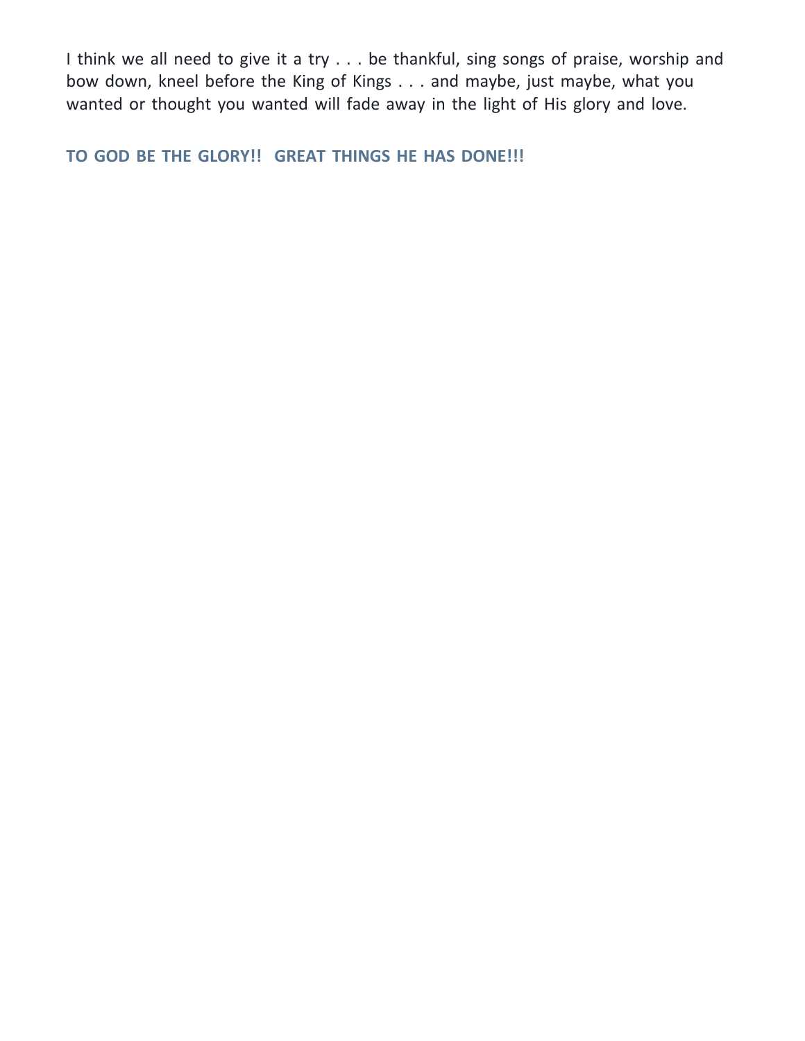I think we all need to give it a try . . . be thankful, sing songs of praise, worship and bow down, kneel before the King of Kings . . . and maybe, just maybe, what you wanted or thought you wanted will fade away in the light of His glory and love.

**TO GOD BE THE GLORY!! GREAT THINGS HE HAS DONE!!!**